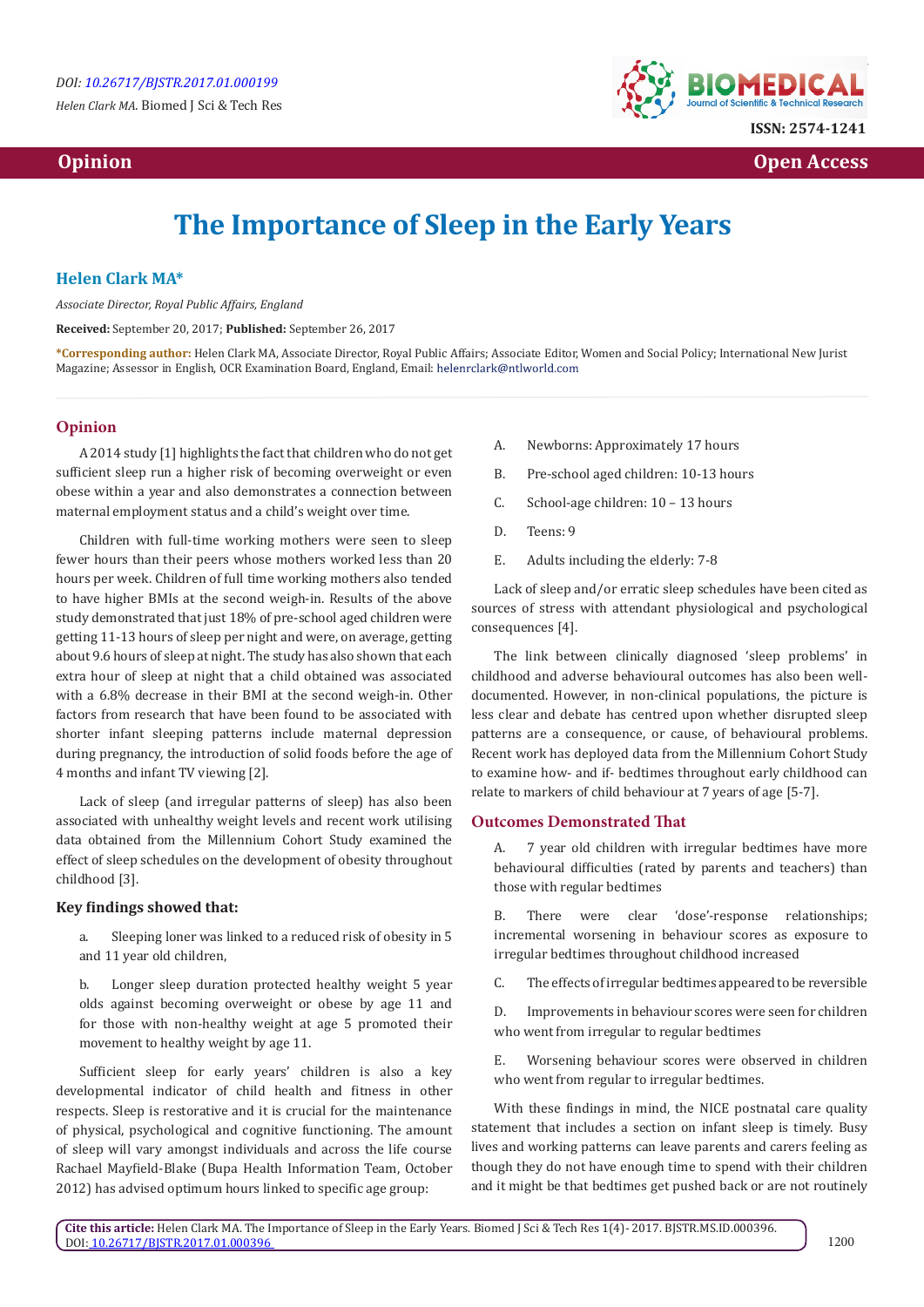Opinion

Open Access

# The Importance of Sleep in the Early Years

**Helen Clark MA***

*Associate Director, Royal Public Affairs, England*

**Received:** September 20, 2017; **Published:** September 26, 2017

**\*Corresponding author:** Helen Clark MA, Associate Director, Royal Public Affairs; Associate Editor, Women and Social Policy; International New Jurist Magazine; Assessor in English, OCR Examination Board, England, Email: helenrclark@ntlworld.com

## Opinion

A 2014 study [1] highlights the fact that children who do not get sufficient sleep run a higher risk of becoming overweight or even obese within a year and also demonstrates a connection between maternal employment status and a child's weight over time.

Children with full-time working mothers were seen to sleep fewer hours than their peers whose mothers worked less than 20 hours per week. Children of full time working mothers also tended to have higher BMIs at the second weigh-in. Results of the above study demonstrated that just 18% of pre-school aged children were getting 11-13 hours of sleep per night and were, on average, getting about 9.6 hours of sleep at night. The study has also shown that each extra hour of sleep at night that a child obtained was associated with a 6.8% decrease in their BMI at the second weigh-in. Other factors from research that have been found to be associated with shorter infant sleeping patterns include maternal depression during pregnancy, the introduction of solid foods before the age of 4 months and infant TV viewing [2].

Lack of sleep (and irregular patterns of sleep) has also been associated with unhealthy weight levels and recent work utilising data obtained from the Millennium Cohort Study examined the effect of sleep schedules on the development of obesity throughout childhood [3].

### Key findings showed that:

a. Sleeping loner was linked to a reduced risk of obesity in 5 and 11 year old children,

b. Longer sleep duration protected healthy weight 5 year olds against becoming overweight or obese by age 11 and for those with non-healthy weight at age 5 promoted their movement to healthy weight by age 11.

Sufficient sleep for early years' children is also a key developmental indicator of child health and fitness in other respects. Sleep is restorative and it is crucial for the maintenance of physical, psychological and cognitive functioning. The amount of sleep will vary amongst individuals and across the life course Rachael Mayfield-Blake (Bupa Health Information Team, October 2012) has advised optimum hours linked to specific age group:

A. Newborns: Approximately 17 hours

B. Pre-school aged children: 10-13 hours

C. School-age children: 10 – 13 hours

D. Teens: 9

E. Adults including the elderly: 7-8

Lack of sleep and/or erratic sleep schedules have been cited as sources of stress with attendant physiological and psychological consequences [4].

The link between clinically diagnosed 'sleep problems' in childhood and adverse behavioural outcomes has also been well-documented. However, in non-clinical populations, the picture is less clear and debate has centred upon whether disrupted sleep patterns are a consequence, or cause, of behavioural problems. Recent work has deployed data from the Millennium Cohort Study to examine how- and if- bedtimes throughout early childhood can relate to markers of child behaviour at 7 years of age [5-7].

## Outcomes Demonstrated That

A. 7 year old children with irregular bedtimes have more behavioural difficulties (rated by parents and teachers) than those with regular bedtimes

B. There were clear 'dose'-response relationships; incremental worsening in behaviour scores as exposure to irregular bedtimes throughout childhood increased

C. The effects of irregular bedtimes appeared to be reversible

D. Improvements in behaviour scores were seen for children who went from irregular to regular bedtimes

E. Worsening behaviour scores were observed in children who went from regular to irregular bedtimes.

With these findings in mind, the NICE postnatal care quality statement that includes a section on infant sleep is timely. Busy lives and working patterns can leave parents and carers feeling as though they do not have enough time to spend with their children and it might be that bedtimes get pushed back or are not routinely

**Cite this article:** Helen Clark MA. The Importance of Sleep in the Early Years. Biomed J Sci & Tech Res 1(4)- 2017. BJSTR.MS.ID.000396. DOI: 10.26717/BJSTR.2017.01.000396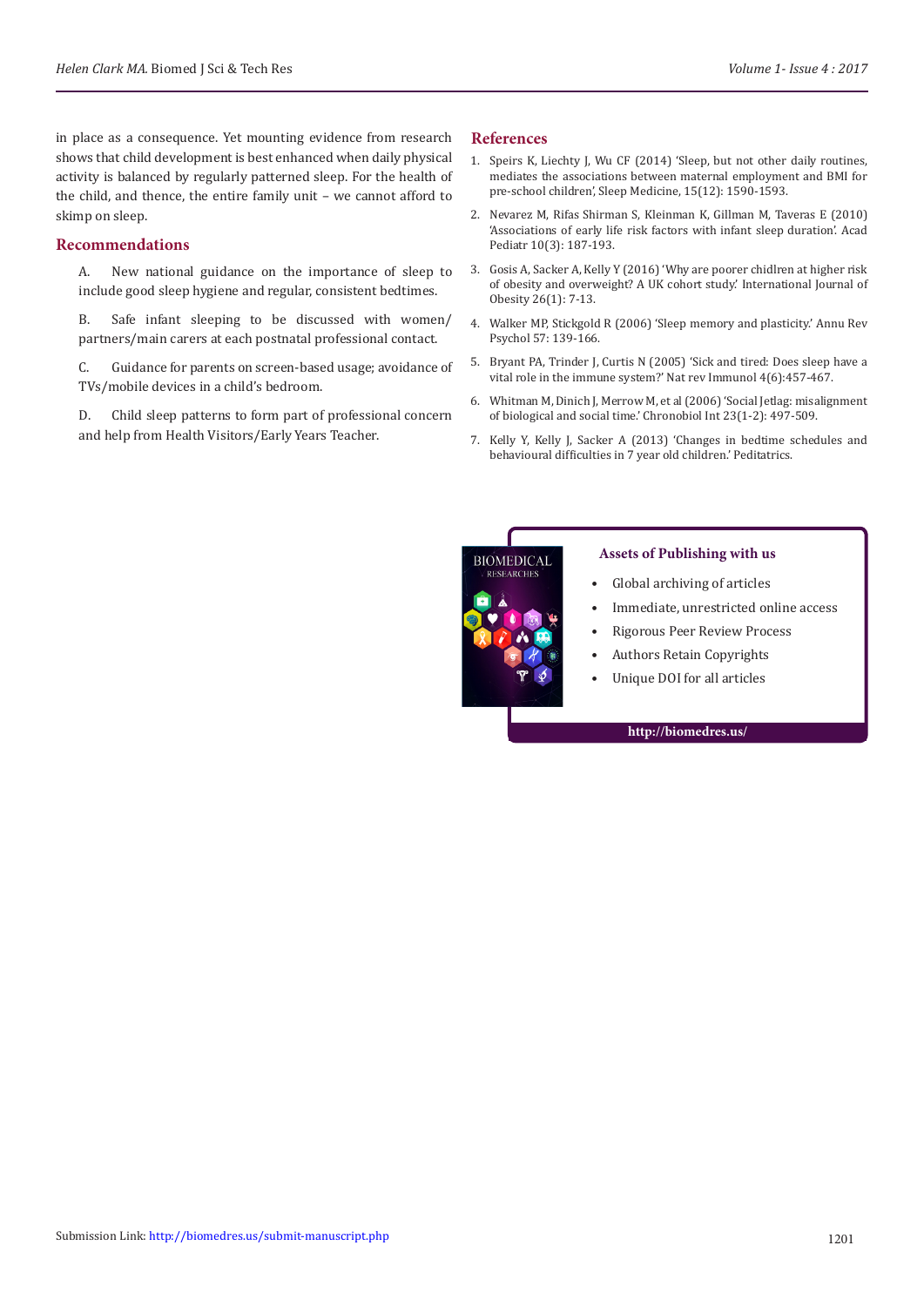in place as a consequence. Yet mounting evidence from research shows that child development is best enhanced when daily physical activity is balanced by regularly patterned sleep. For the health of the child, and thence, the entire family unit – we cannot afford to skimp on sleep.

## Recommendations

A. New national guidance on the importance of sleep to include good sleep hygiene and regular, consistent bedtimes.

B. Safe infant sleeping to be discussed with women/ partners/main carers at each postnatal professional contact.

C. Guidance for parents on screen-based usage; avoidance of TVs/mobile devices in a child's bedroom.

D. Child sleep patterns to form part of professional concern and help from Health Visitors/Early Years Teacher.

## References

1. Speirs K, Liechty J, Wu CF (2014) 'Sleep, but not other daily routines, mediates the associations between maternal employment and BMI for pre-school children', Sleep Medicine, 15(12): 1590-1593.
2. Nevarez M, Rifas Shirman S, Kleinman K, Gillman M, Taveras E (2010) 'Associations of early life risk factors with infant sleep duration'. Acad Pediatr 10(3): 187-193.
3. Gosis A, Sacker A, Kelly Y (2016) 'Why are poorer chidlren at higher risk of obesity and overweight? A UK cohort study.' International Journal of Obesity 26(1): 7-13.
4. Walker MP, Stickgold R (2006) 'Sleep memory and plasticity.' Annu Rev Psychol 57: 139-166.
5. Bryant PA, Trinder J, Curtis N (2005) 'Sick and tired: Does sleep have a vital role in the immune system?' Nat rev Immunol 4(6):457-467.
6. Whitman M, Dinich J, Merrow M, et al (2006) 'Social Jetlag: misalignment of biological and social time.' Chronobiol Int 23(1-2): 497-509.
7. Kelly Y, Kelly J, Sacker A (2013) 'Changes in bedtime schedules and behavioural difficulties in 7 year old children.' Peditatrics.

BIOMEDICAL RESEARCHES

**Assets of Publishing with us**

- Global archiving of articles
- Immediate, unrestricted online access
- Rigorous Peer Review Process
- Authors Retain Copyrights
- Unique DOI for all articles

http://biomedres.us/

Submission Link: http://biomedres.us/submit-manuscript.php